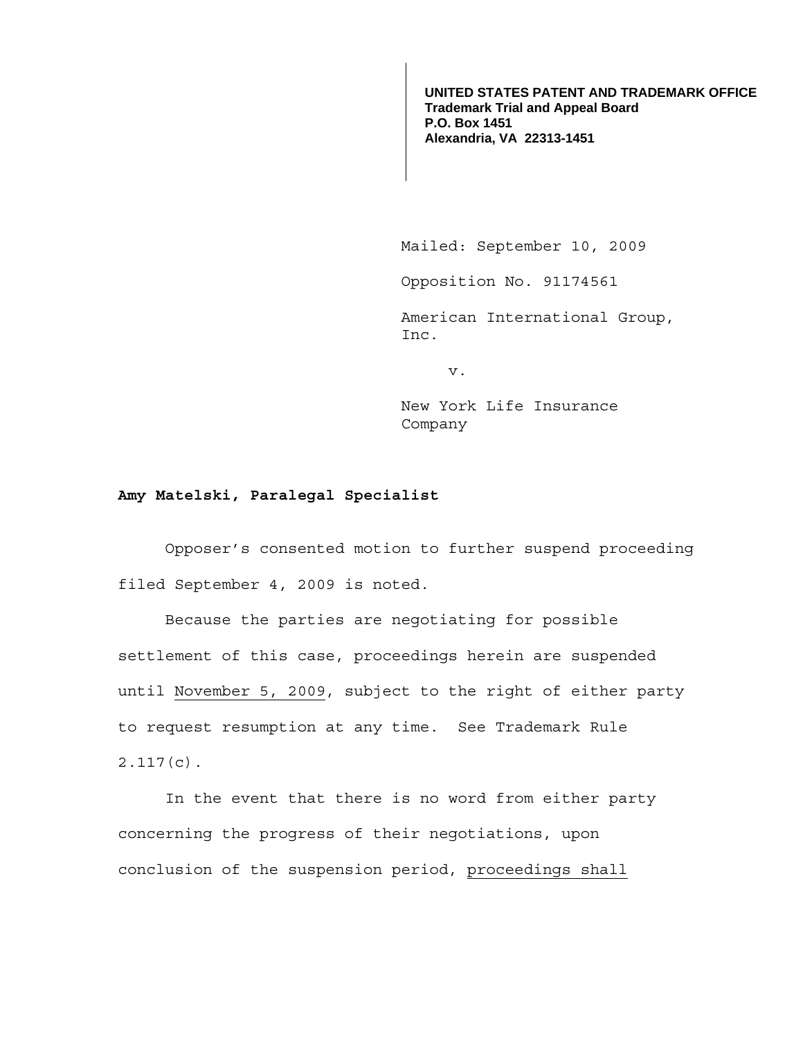**UNITED STATES PATENT AND TRADEMARK OFFICE**
**Trademark Trial and Appeal Board**
**P.O. Box 1451**
**Alexandria, VA 22313-1451**

Mailed: September 10, 2009

Opposition No. 91174561

American International Group, Inc.

v.

New York Life Insurance Company

**Amy Matelski, Paralegal Specialist**

Opposer's consented motion to further suspend proceeding filed September 4, 2009 is noted.

Because the parties are negotiating for possible settlement of this case, proceedings herein are suspended until November 5, 2009, subject to the right of either party to request resumption at any time. See Trademark Rule 2.117(c).

In the event that there is no word from either party concerning the progress of their negotiations, upon conclusion of the suspension period, proceedings shall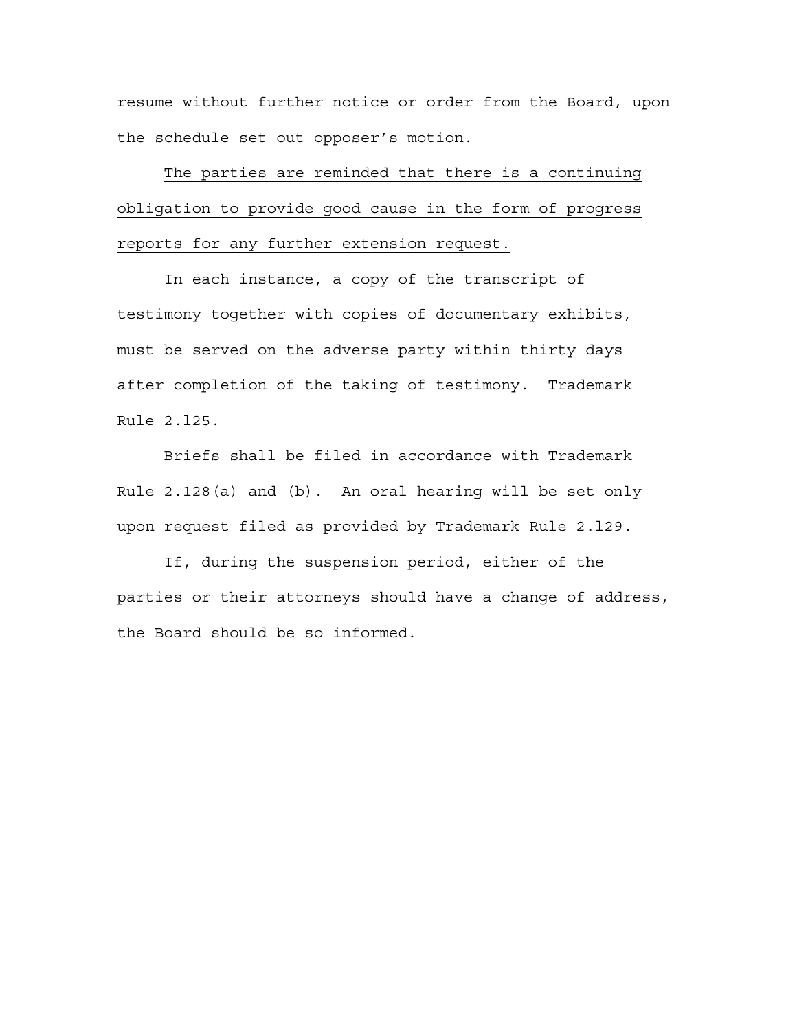<u>resume without further notice or order from the Board</u>, upon the schedule set out opposer's motion.

<u>The parties are reminded that there is a continuing obligation to provide good cause in the form of progress reports for any further extension request.</u>

In each instance, a copy of the transcript of testimony together with copies of documentary exhibits, must be served on the adverse party within thirty days after completion of the taking of testimony. Trademark Rule 2.l25.

Briefs shall be filed in accordance with Trademark Rule 2.128(a) and (b). An oral hearing will be set only upon request filed as provided by Trademark Rule 2.l29.

If, during the suspension period, either of the parties or their attorneys should have a change of address, the Board should be so informed.